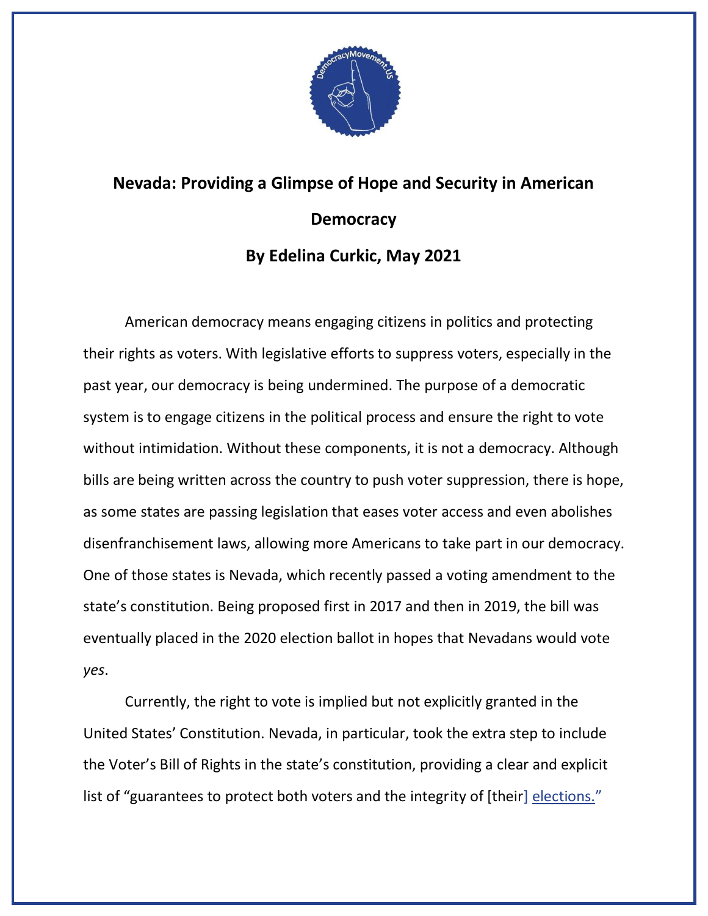# Nevada: Providing a Glimpse of Hope and Security in American Democracy

## By Edelina Curkic, May 2021

American democracy means engaging citizens in politics and protecting their rights as voters. With legislative efforts to suppress voters, especially in the past year, our democracy is being undermined. The purpose of a democratic system is to engage citizens in the political process and ensure the right to vote without intimidation. Without these components, it is not a democracy. Although bills are being written across the country to push voter suppression, there is hope, as some states are passing legislation that eases voter access and even abolishes disenfranchisement laws, allowing more Americans to take part in our democracy. One of those states is Nevada, which recently passed a voting amendment to the state's constitution. Being proposed first in 2017 and then in 2019, the bill was eventually placed in the 2020 election ballot in hopes that Nevadans would vote *yes*.

Currently, the right to vote is implied but not explicitly granted in the United States' Constitution. Nevada, in particular, took the extra step to include the Voter's Bill of Rights in the state's constitution, providing a clear and explicit list of "guarantees to protect both voters and the integrity of [their] elections."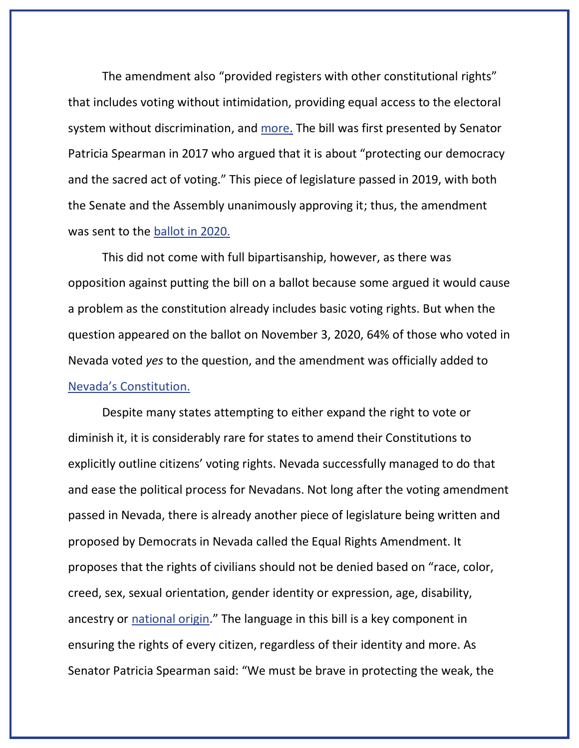The amendment also "provided registers with other constitutional rights" that includes voting without intimidation, providing equal access to the electoral system without discrimination, and more. The bill was first presented by Senator Patricia Spearman in 2017 who argued that it is about "protecting our democracy and the sacred act of voting." This piece of legislature passed in 2019, with both the Senate and the Assembly unanimously approving it; thus, the amendment was sent to the ballot in 2020.

This did not come with full bipartisanship, however, as there was opposition against putting the bill on a ballot because some argued it would cause a problem as the constitution already includes basic voting rights. But when the question appeared on the ballot on November 3, 2020, 64% of those who voted in Nevada voted *yes* to the question, and the amendment was officially added to Nevada's Constitution.

Despite many states attempting to either expand the right to vote or diminish it, it is considerably rare for states to amend their Constitutions to explicitly outline citizens' voting rights. Nevada successfully managed to do that and ease the political process for Nevadans. Not long after the voting amendment passed in Nevada, there is already another piece of legislature being written and proposed by Democrats in Nevada called the Equal Rights Amendment. It proposes that the rights of civilians should not be denied based on "race, color, creed, sex, sexual orientation, gender identity or expression, age, disability, ancestry or national origin." The language in this bill is a key component in ensuring the rights of every citizen, regardless of their identity and more. As Senator Patricia Spearman said: "We must be brave in protecting the weak, the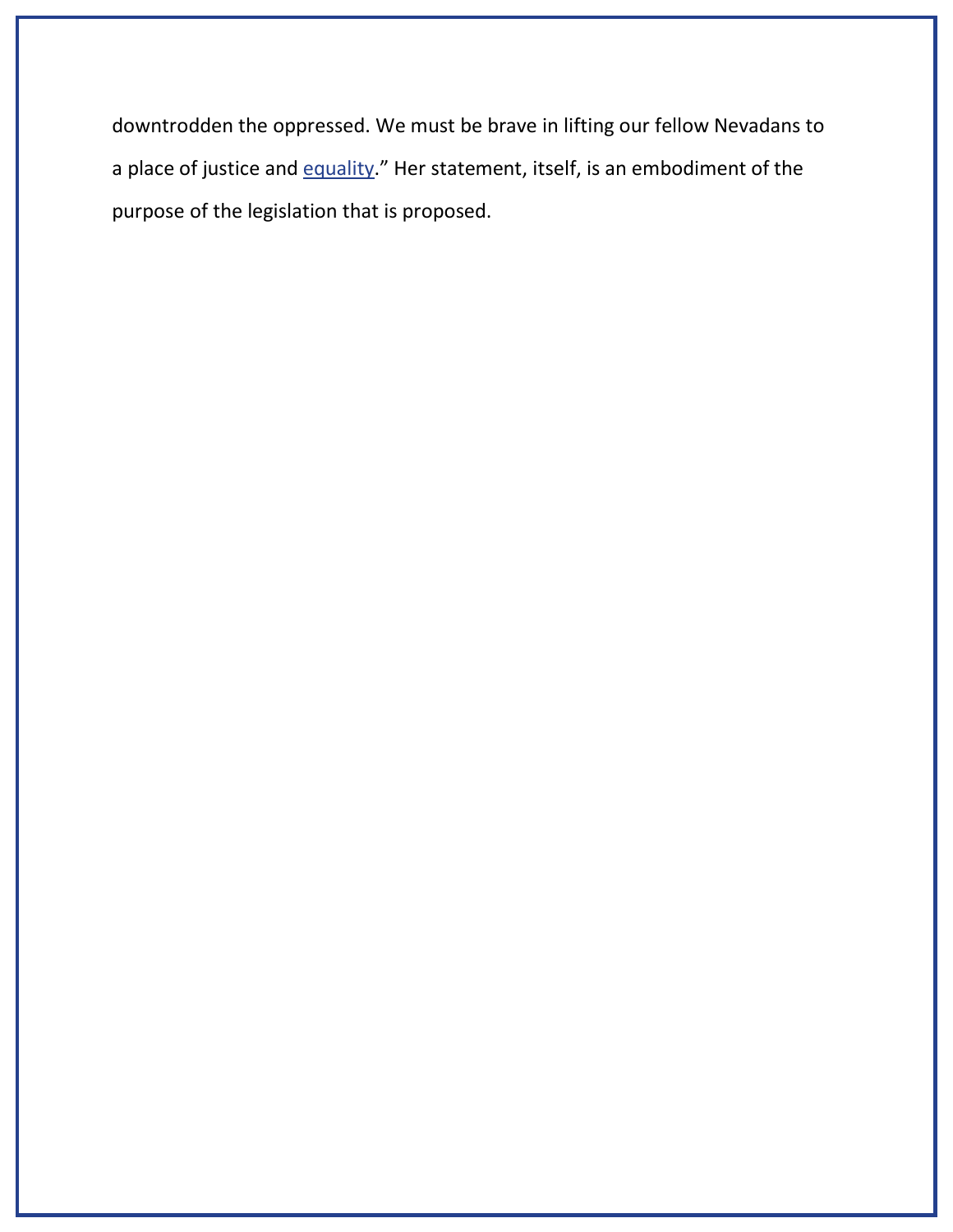downtrodden the oppressed. We must be brave in lifting our fellow Nevadans to a place of justice and equality." Her statement, itself, is an embodiment of the purpose of the legislation that is proposed.